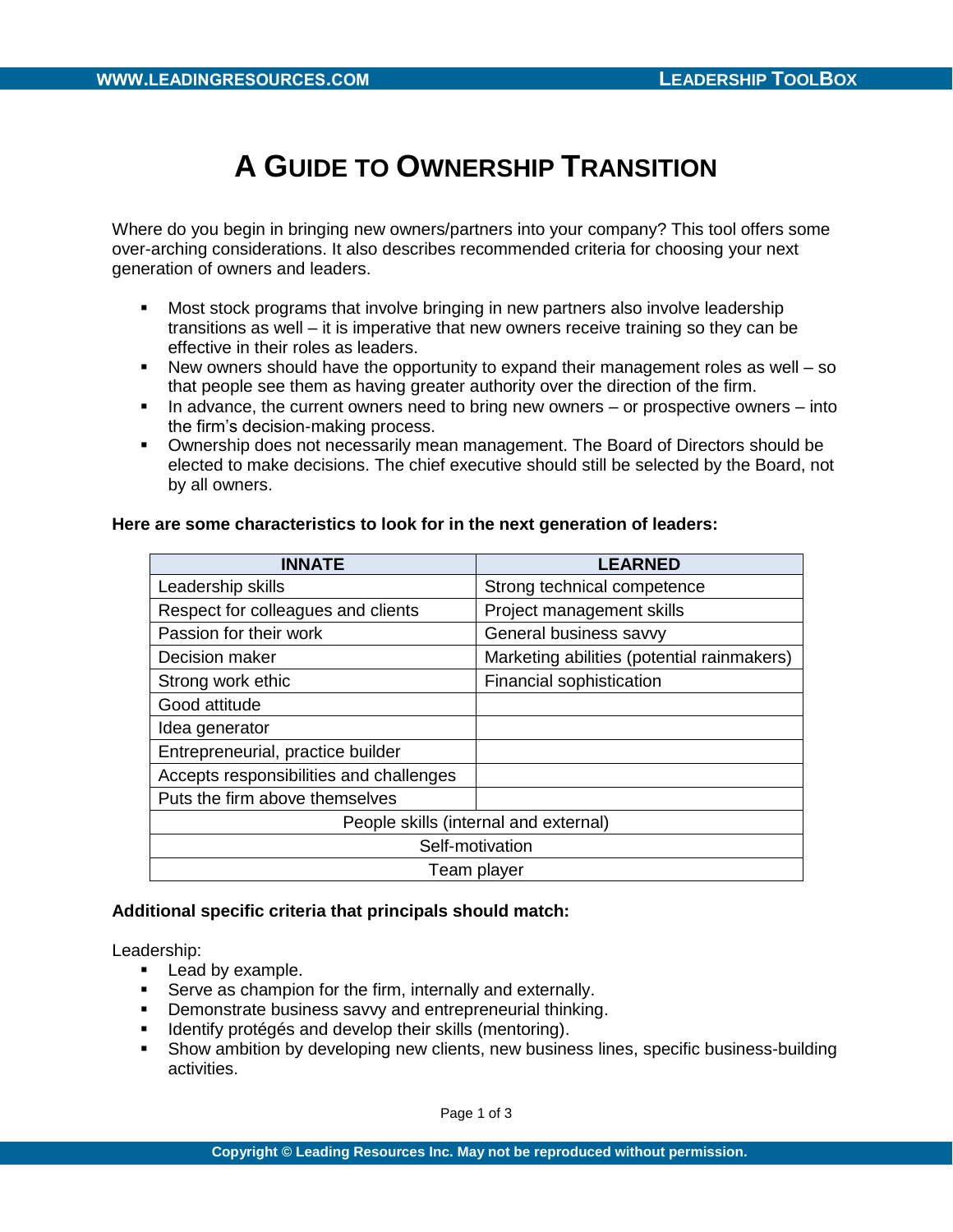# A Guide to Ownership Transition

Where do you begin in bringing new owners/partners into your company? This tool offers some over-arching considerations. It also describes recommended criteria for choosing your next generation of owners and leaders.

- Most stock programs that involve bringing in new partners also involve leadership transitions as well – it is imperative that new owners receive training so they can be effective in their roles as leaders.
- New owners should have the opportunity to expand their management roles as well – so that people see them as having greater authority over the direction of the firm.
- In advance, the current owners need to bring new owners – or prospective owners – into the firm's decision-making process.
- Ownership does not necessarily mean management. The Board of Directors should be elected to make decisions. The chief executive should still be selected by the Board, not by all owners.

**Here are some characteristics to look for in the next generation of leaders:**

| INNATE | LEARNED |
|---|---|
| Leadership skills | Strong technical competence |
| Respect for colleagues and clients | Project management skills |
| Passion for their work | General business savvy |
| Decision maker | Marketing abilities (potential rainmakers) |
| Strong work ethic | Financial sophistication |
| Good attitude | |
| Idea generator | |
| Entrepreneurial, practice builder | |
| Accepts responsibilities and challenges | |
| Puts the firm above themselves | |
| People skills (internal and external) | |
| Self-motivation | |
| Team player | |

**Additional specific criteria that principals should match:**

Leadership:

- Lead by example.
- Serve as champion for the firm, internally and externally.
- Demonstrate business savvy and entrepreneurial thinking.
- Identify protégés and develop their skills (mentoring).
- Show ambition by developing new clients, new business lines, specific business-building activities.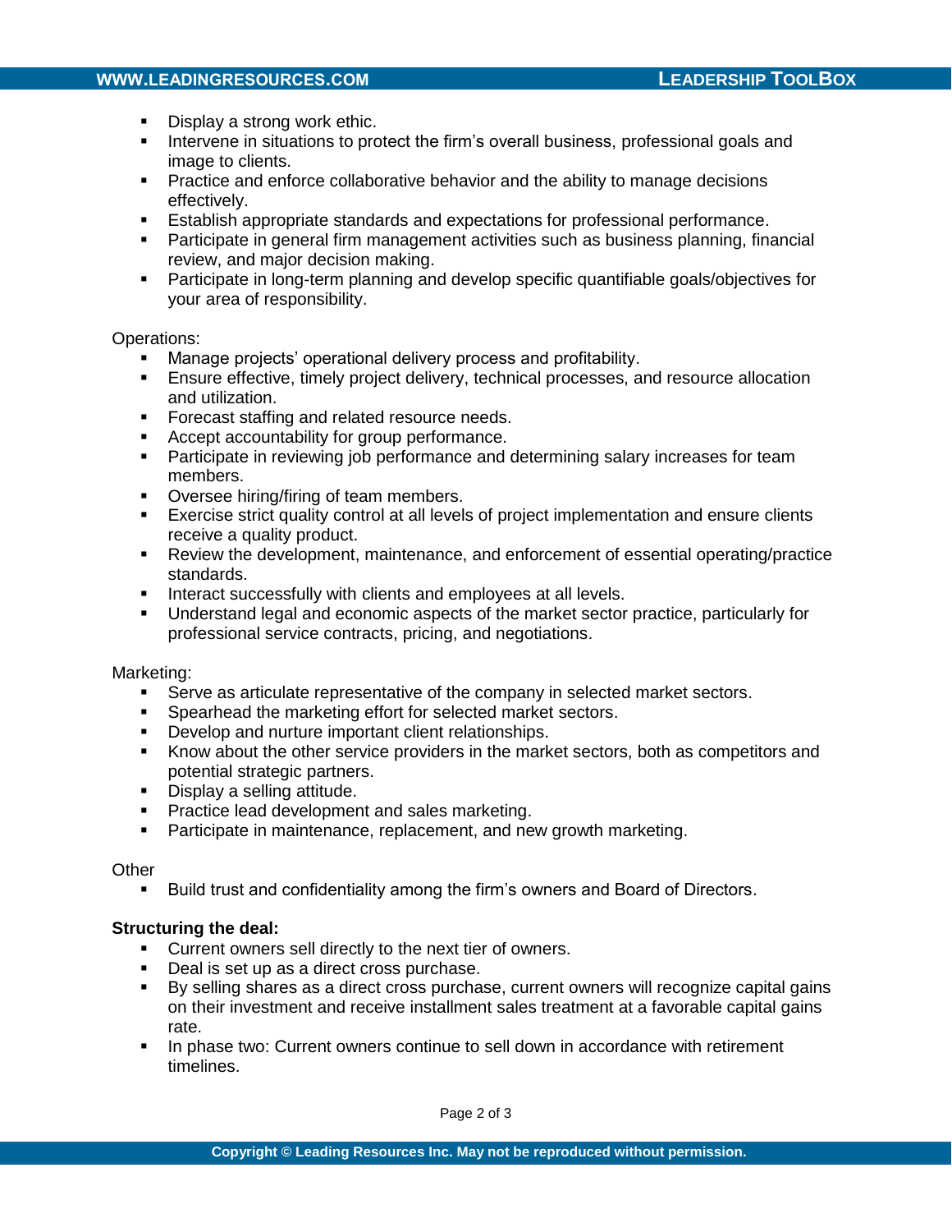- Display a strong work ethic.
- Intervene in situations to protect the firm's overall business, professional goals and image to clients.
- Practice and enforce collaborative behavior and the ability to manage decisions effectively.
- Establish appropriate standards and expectations for professional performance.
- Participate in general firm management activities such as business planning, financial review, and major decision making.
- Participate in long-term planning and develop specific quantifiable goals/objectives for your area of responsibility.

Operations:

- Manage projects' operational delivery process and profitability.
- Ensure effective, timely project delivery, technical processes, and resource allocation and utilization.
- Forecast staffing and related resource needs.
- Accept accountability for group performance.
- Participate in reviewing job performance and determining salary increases for team members.
- Oversee hiring/firing of team members.
- Exercise strict quality control at all levels of project implementation and ensure clients receive a quality product.
- Review the development, maintenance, and enforcement of essential operating/practice standards.
- Interact successfully with clients and employees at all levels.
- Understand legal and economic aspects of the market sector practice, particularly for professional service contracts, pricing, and negotiations.

Marketing:

- Serve as articulate representative of the company in selected market sectors.
- Spearhead the marketing effort for selected market sectors.
- Develop and nurture important client relationships.
- Know about the other service providers in the market sectors, both as competitors and potential strategic partners.
- Display a selling attitude.
- Practice lead development and sales marketing.
- Participate in maintenance, replacement, and new growth marketing.

Other

- Build trust and confidentiality among the firm's owners and Board of Directors.

**Structuring the deal:**

- Current owners sell directly to the next tier of owners.
- Deal is set up as a direct cross purchase.
- By selling shares as a direct cross purchase, current owners will recognize capital gains on their investment and receive installment sales treatment at a favorable capital gains rate.
- In phase two: Current owners continue to sell down in accordance with retirement timelines.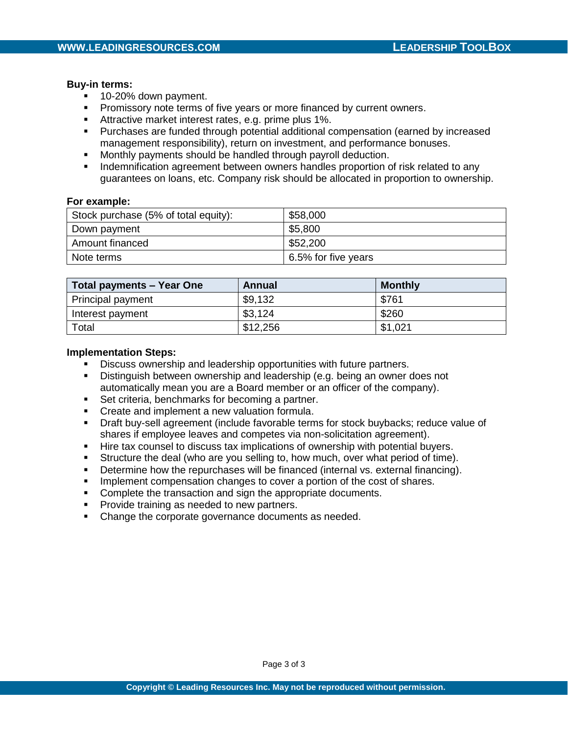**Buy-in terms:**

- 10-20% down payment.
- Promissory note terms of five years or more financed by current owners.
- Attractive market interest rates, e.g. prime plus 1%.
- Purchases are funded through potential additional compensation (earned by increased management responsibility), return on investment, and performance bonuses.
- Monthly payments should be handled through payroll deduction.
- Indemnification agreement between owners handles proportion of risk related to any guarantees on loans, etc. Company risk should be allocated in proportion to ownership.

**For example:**

| | |
|---|---|
| Stock purchase (5% of total equity): | $58,000 |
| Down payment | $5,800 |
| Amount financed | $52,200 |
| Note terms | 6.5% for five years |

| Total payments – Year One | Annual | Monthly |
|---|---|---|
| Principal payment | $9,132 | $761 |
| Interest payment | $3,124 | $260 |
| Total | $12,256 | $1,021 |

**Implementation Steps:**

- Discuss ownership and leadership opportunities with future partners.
- Distinguish between ownership and leadership (e.g. being an owner does not automatically mean you are a Board member or an officer of the company).
- Set criteria, benchmarks for becoming a partner.
- Create and implement a new valuation formula.
- Draft buy-sell agreement (include favorable terms for stock buybacks; reduce value of shares if employee leaves and competes via non-solicitation agreement).
- Hire tax counsel to discuss tax implications of ownership with potential buyers.
- Structure the deal (who are you selling to, how much, over what period of time).
- Determine how the repurchases will be financed (internal vs. external financing).
- Implement compensation changes to cover a portion of the cost of shares.
- Complete the transaction and sign the appropriate documents.
- Provide training as needed to new partners.
- Change the corporate governance documents as needed.